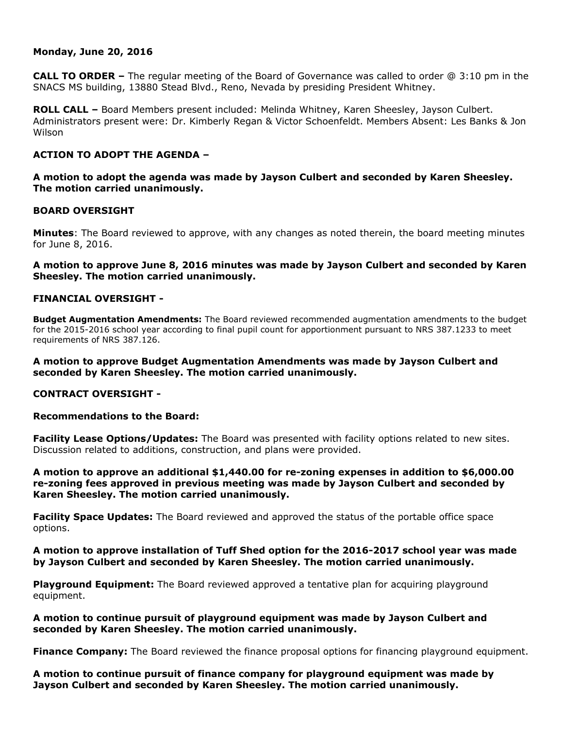**Monday, June 20, 2016**

**CALL TO ORDER –** The regular meeting of the Board of Governance was called to order @ 3:10 pm in the SNACS MS building, 13880 Stead Blvd., Reno, Nevada by presiding President Whitney.

**ROLL CALL –** Board Members present included: Melinda Whitney, Karen Sheesley, Jayson Culbert. Administrators present were: Dr. Kimberly Regan & Victor Schoenfeldt. Members Absent: Les Banks & Jon Wilson

**ACTION TO ADOPT THE AGENDA –**

**A motion to adopt the agenda was made by Jayson Culbert and seconded by Karen Sheesley. The motion carried unanimously.**

**BOARD OVERSIGHT**

**Minutes**: The Board reviewed to approve, with any changes as noted therein, the board meeting minutes for June 8, 2016.

**A motion to approve June 8, 2016 minutes was made by Jayson Culbert and seconded by Karen Sheesley. The motion carried unanimously.**

**FINANCIAL OVERSIGHT -**

**Budget Augmentation Amendments:** The Board reviewed recommended augmentation amendments to the budget for the 2015-2016 school year according to final pupil count for apportionment pursuant to NRS 387.1233 to meet requirements of NRS 387.126.

**A motion to approve Budget Augmentation Amendments was made by Jayson Culbert and seconded by Karen Sheesley. The motion carried unanimously.**

**CONTRACT OVERSIGHT -**

**Recommendations to the Board:**

**Facility Lease Options/Updates:** The Board was presented with facility options related to new sites. Discussion related to additions, construction, and plans were provided.

**A motion to approve an additional $1,440.00 for re-zoning expenses in addition to $6,000.00 re-zoning fees approved in previous meeting was made by Jayson Culbert and seconded by Karen Sheesley. The motion carried unanimously.**

**Facility Space Updates:** The Board reviewed and approved the status of the portable office space options.

**A motion to approve installation of Tuff Shed option for the 2016-2017 school year was made by Jayson Culbert and seconded by Karen Sheesley. The motion carried unanimously.**

**Playground Equipment:** The Board reviewed approved a tentative plan for acquiring playground equipment.

**A motion to continue pursuit of playground equipment was made by Jayson Culbert and seconded by Karen Sheesley. The motion carried unanimously.**

**Finance Company:** The Board reviewed the finance proposal options for financing playground equipment.

**A motion to continue pursuit of finance company for playground equipment was made by Jayson Culbert and seconded by Karen Sheesley. The motion carried unanimously.**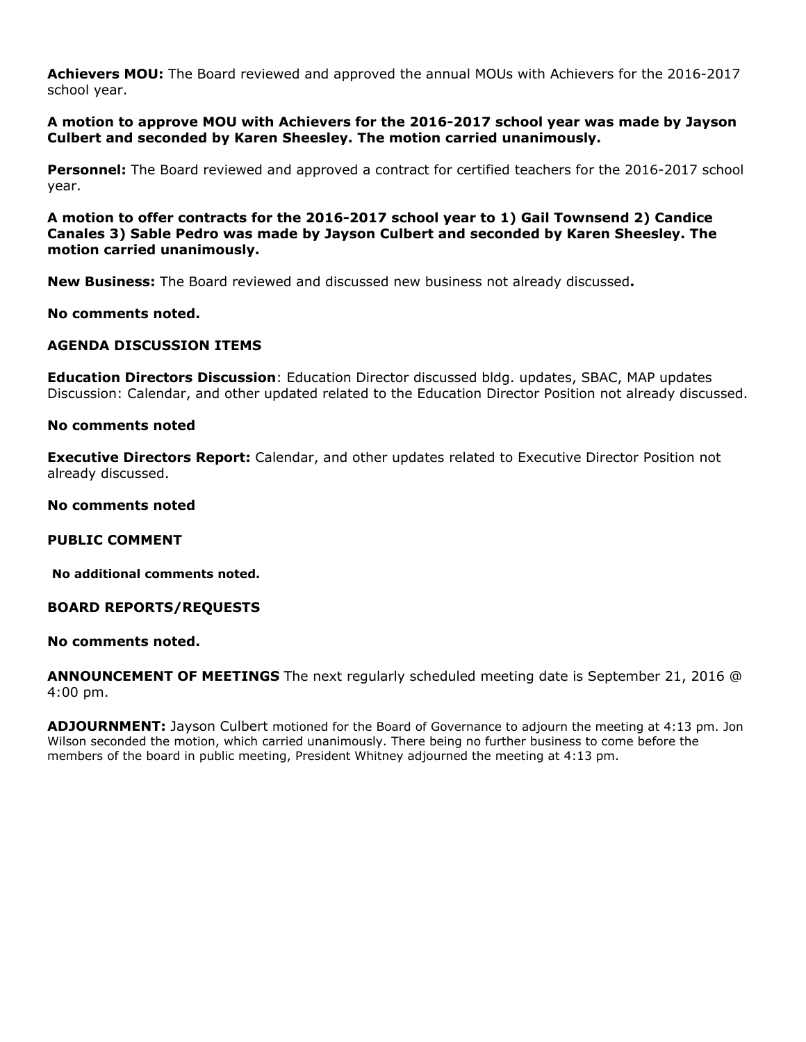**Achievers MOU:** The Board reviewed and approved the annual MOUs with Achievers for the 2016-2017 school year.

**A motion to approve MOU with Achievers for the 2016-2017 school year was made by Jayson Culbert and seconded by Karen Sheesley. The motion carried unanimously.**

**Personnel:** The Board reviewed and approved a contract for certified teachers for the 2016-2017 school year.

**A motion to offer contracts for the 2016-2017 school year to 1) Gail Townsend 2) Candice Canales 3) Sable Pedro was made by Jayson Culbert and seconded by Karen Sheesley. The motion carried unanimously.**

**New Business:** The Board reviewed and discussed new business not already discussed**.**

**No comments noted.**

**AGENDA DISCUSSION ITEMS**

**Education Directors Discussion**: Education Director discussed bldg. updates, SBAC, MAP updates Discussion: Calendar, and other updated related to the Education Director Position not already discussed.

**No comments noted**

**Executive Directors Report:** Calendar, and other updates related to Executive Director Position not already discussed.

**No comments noted**

**PUBLIC COMMENT**

**No additional comments noted.**

**BOARD REPORTS/REQUESTS**

**No comments noted.**

**ANNOUNCEMENT OF MEETINGS** The next regularly scheduled meeting date is September 21, 2016 @ 4:00 pm.

**ADJOURNMENT:** Jayson Culbert motioned for the Board of Governance to adjourn the meeting at 4:13 pm. Jon Wilson seconded the motion, which carried unanimously. There being no further business to come before the members of the board in public meeting, President Whitney adjourned the meeting at 4:13 pm.